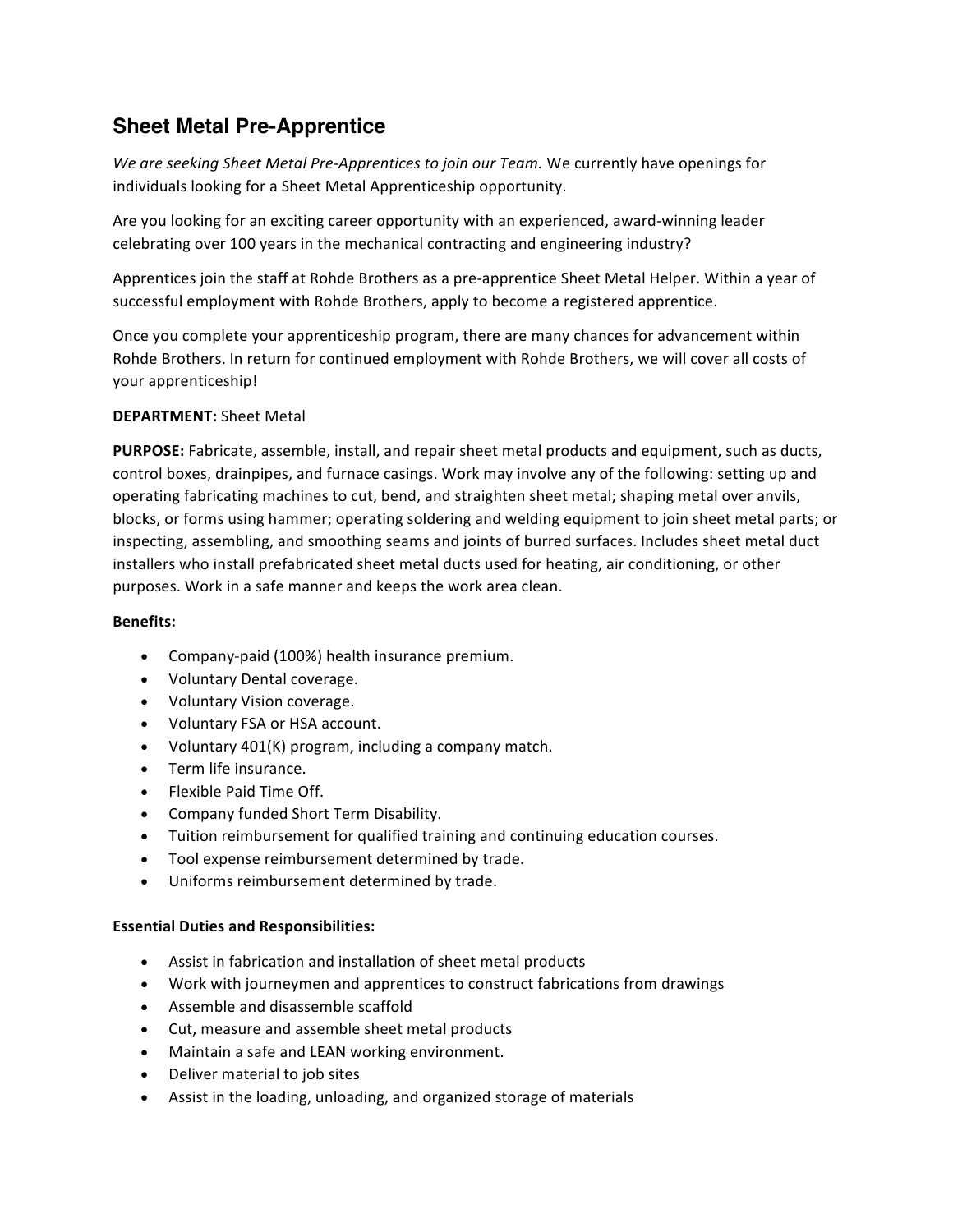# Sheet Metal Pre-Apprentice

*We are seeking Sheet Metal Pre-Apprentices to join our Team.* We currently have openings for individuals looking for a Sheet Metal Apprenticeship opportunity.

Are you looking for an exciting career opportunity with an experienced, award-winning leader celebrating over 100 years in the mechanical contracting and engineering industry?

Apprentices join the staff at Rohde Brothers as a pre-apprentice Sheet Metal Helper. Within a year of successful employment with Rohde Brothers, apply to become a registered apprentice.

Once you complete your apprenticeship program, there are many chances for advancement within Rohde Brothers. In return for continued employment with Rohde Brothers, we will cover all costs of your apprenticeship!

**DEPARTMENT:** Sheet Metal

**PURPOSE:** Fabricate, assemble, install, and repair sheet metal products and equipment, such as ducts, control boxes, drainpipes, and furnace casings. Work may involve any of the following: setting up and operating fabricating machines to cut, bend, and straighten sheet metal; shaping metal over anvils, blocks, or forms using hammer; operating soldering and welding equipment to join sheet metal parts; or inspecting, assembling, and smoothing seams and joints of burred surfaces. Includes sheet metal duct installers who install prefabricated sheet metal ducts used for heating, air conditioning, or other purposes. Work in a safe manner and keeps the work area clean.

**Benefits:**

- Company-paid (100%) health insurance premium.
- Voluntary Dental coverage.
- Voluntary Vision coverage.
- Voluntary FSA or HSA account.
- Voluntary 401(K) program, including a company match.
- Term life insurance.
- Flexible Paid Time Off.
- Company funded Short Term Disability.
- Tuition reimbursement for qualified training and continuing education courses.
- Tool expense reimbursement determined by trade.
- Uniforms reimbursement determined by trade.

**Essential Duties and Responsibilities:**

- Assist in fabrication and installation of sheet metal products
- Work with journeymen and apprentices to construct fabrications from drawings
- Assemble and disassemble scaffold
- Cut, measure and assemble sheet metal products
- Maintain a safe and LEAN working environment.
- Deliver material to job sites
- Assist in the loading, unloading, and organized storage of materials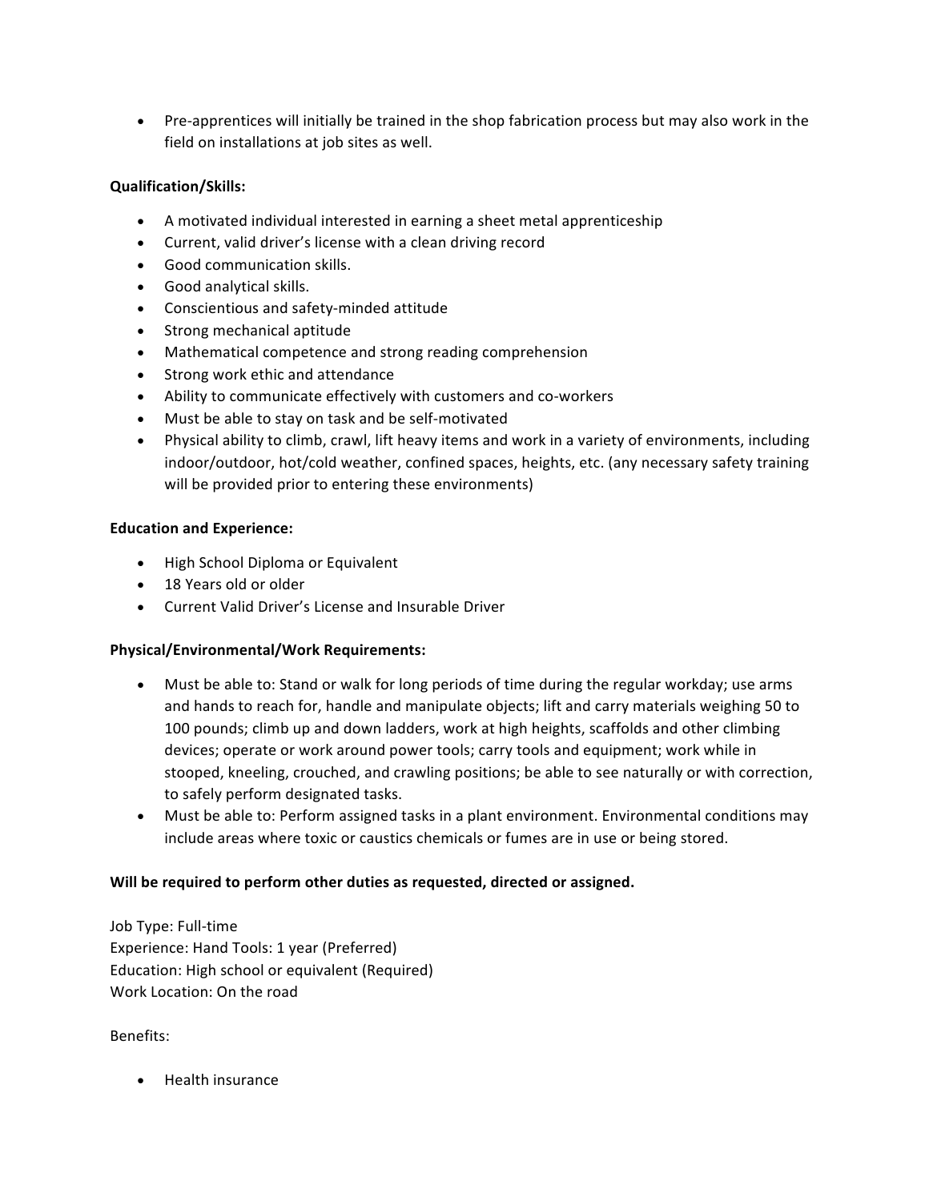- Pre-apprentices will initially be trained in the shop fabrication process but may also work in the field on installations at job sites as well.

**Qualification/Skills:**

- A motivated individual interested in earning a sheet metal apprenticeship
- Current, valid driver's license with a clean driving record
- Good communication skills.
- Good analytical skills.
- Conscientious and safety-minded attitude
- Strong mechanical aptitude
- Mathematical competence and strong reading comprehension
- Strong work ethic and attendance
- Ability to communicate effectively with customers and co-workers
- Must be able to stay on task and be self-motivated
- Physical ability to climb, crawl, lift heavy items and work in a variety of environments, including indoor/outdoor, hot/cold weather, confined spaces, heights, etc. (any necessary safety training will be provided prior to entering these environments)

**Education and Experience:**

- High School Diploma or Equivalent
- 18 Years old or older
- Current Valid Driver's License and Insurable Driver

**Physical/Environmental/Work Requirements:**

- Must be able to: Stand or walk for long periods of time during the regular workday; use arms and hands to reach for, handle and manipulate objects; lift and carry materials weighing 50 to 100 pounds; climb up and down ladders, work at high heights, scaffolds and other climbing devices; operate or work around power tools; carry tools and equipment; work while in stooped, kneeling, crouched, and crawling positions; be able to see naturally or with correction, to safely perform designated tasks.
- Must be able to: Perform assigned tasks in a plant environment. Environmental conditions may include areas where toxic or caustics chemicals or fumes are in use or being stored.

**Will be required to perform other duties as requested, directed or assigned.**

Job Type: Full-time
Experience: Hand Tools: 1 year (Preferred)
Education: High school or equivalent (Required)
Work Location: On the road

Benefits:

- Health insurance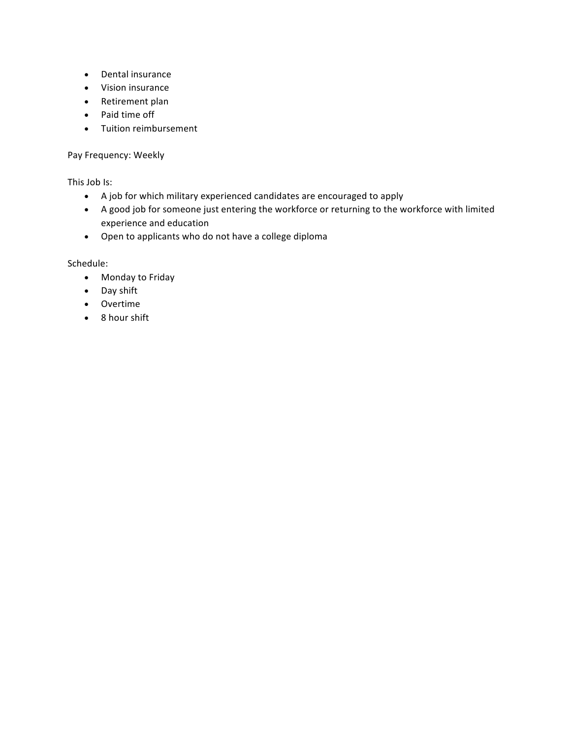- Dental insurance
- Vision insurance
- Retirement plan
- Paid time off
- Tuition reimbursement

Pay Frequency: Weekly

This Job Is:

- A job for which military experienced candidates are encouraged to apply
- A good job for someone just entering the workforce or returning to the workforce with limited experience and education
- Open to applicants who do not have a college diploma

Schedule:

- Monday to Friday
- Day shift
- Overtime
- 8 hour shift